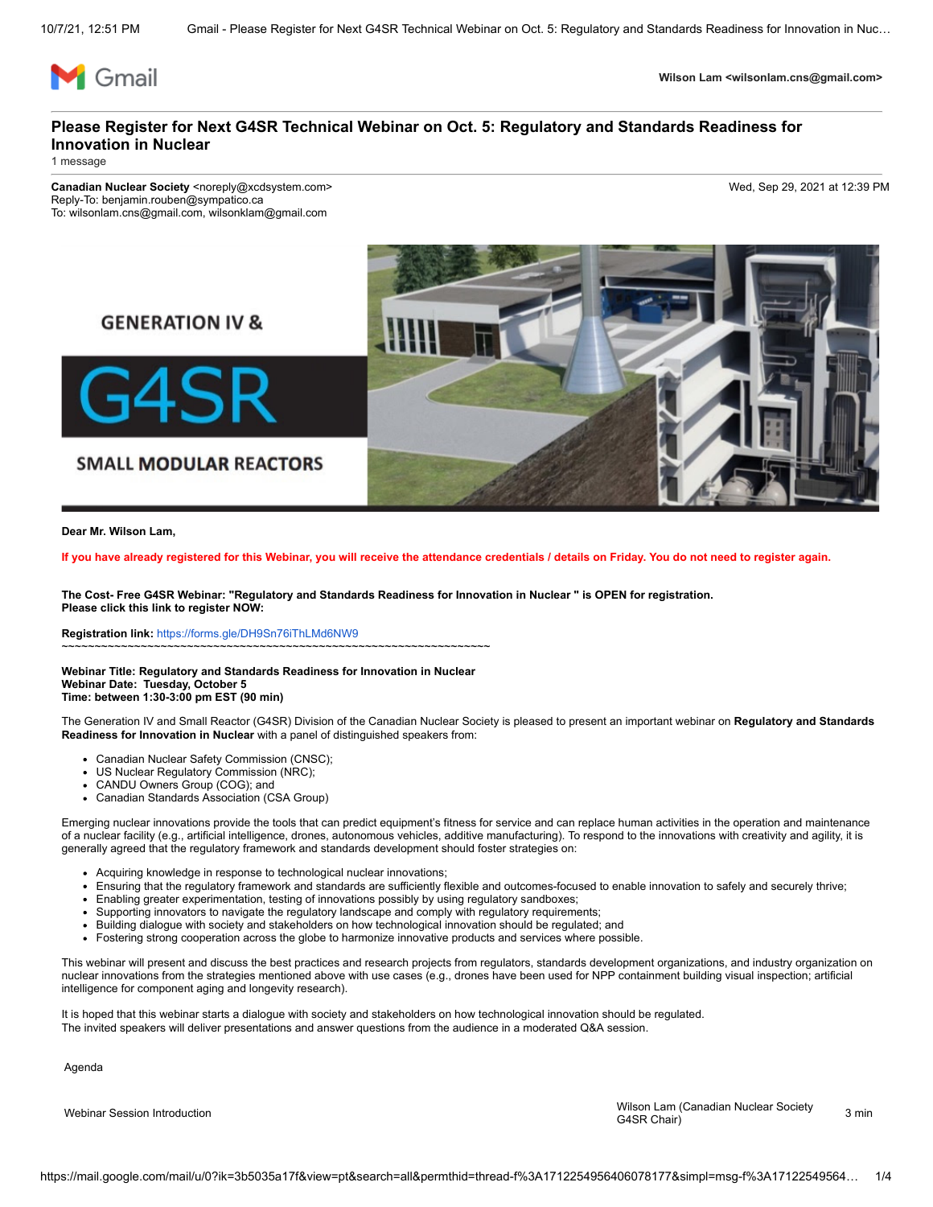Gmail

Wilson Lam <wilsonlam.cns@gmail.com>

# Please Register for Next G4SR Technical Webinar on Oct. 5: Regulatory and Standards Readiness for Innovation in Nuclear

1 message

**Canadian Nuclear Society** <noreply@xcdsystem.com>
Reply-To: benjamin.rouben@sympatico.ca
To: wilsonlam.cns@gmail.com, wilsonklam@gmail.com

Wed, Sep 29, 2021 at 12:39 PM

GENERATION IV & G4SR SMALL MODULAR REACTORS

**Dear Mr. Wilson Lam,**

**If you have already registered for this Webinar, you will receive the attendance credentials / details on Friday. You do not need to register again.**

**The Cost- Free G4SR Webinar: "Regulatory and Standards Readiness for Innovation in Nuclear " is OPEN for registration.**
**Please click this link to register NOW:**

**Registration link:** https://forms.gle/DH9Sn76iThLMd6NW9
~~~~~~~~~~~~~~~~~~~~~~~~~~~~~~~~~~~~~~~~~~~~~~~~~~~~~~~~~~~~~~~~~~~~

**Webinar Title: Regulatory and Standards Readiness for Innovation in Nuclear**
**Webinar Date: Tuesday, October 5**
**Time: between 1:30-3:00 pm EST (90 min)**

The Generation IV and Small Reactor (G4SR) Division of the Canadian Nuclear Society is pleased to present an important webinar on **Regulatory and Standards Readiness for Innovation in Nuclear** with a panel of distinguished speakers from:

- Canadian Nuclear Safety Commission (CNSC);
- US Nuclear Regulatory Commission (NRC);
- CANDU Owners Group (COG); and
- Canadian Standards Association (CSA Group)

Emerging nuclear innovations provide the tools that can predict equipment's fitness for service and can replace human activities in the operation and maintenance of a nuclear facility (e.g., artificial intelligence, drones, autonomous vehicles, additive manufacturing). To respond to the innovations with creativity and agility, it is generally agreed that the regulatory framework and standards development should foster strategies on:

- Acquiring knowledge in response to technological nuclear innovations;
- Ensuring that the regulatory framework and standards are sufficiently flexible and outcomes-focused to enable innovation to safely and securely thrive;
- Enabling greater experimentation, testing of innovations possibly by using regulatory sandboxes;
- Supporting innovators to navigate the regulatory landscape and comply with regulatory requirements;
- Building dialogue with society and stakeholders on how technological innovation should be regulated; and
- Fostering strong cooperation across the globe to harmonize innovative products and services where possible.

This webinar will present and discuss the best practices and research projects from regulators, standards development organizations, and industry organization on nuclear innovations from the strategies mentioned above with use cases (e.g., drones have been used for NPP containment building visual inspection; artificial intelligence for component aging and longevity research).

It is hoped that this webinar starts a dialogue with society and stakeholders on how technological innovation should be regulated.
The invited speakers will deliver presentations and answer questions from the audience in a moderated Q&A session.

Agenda

| | | |
|---|---|---|
| Webinar Session Introduction | Wilson Lam (Canadian Nuclear Society G4SR Chair) | 3 min |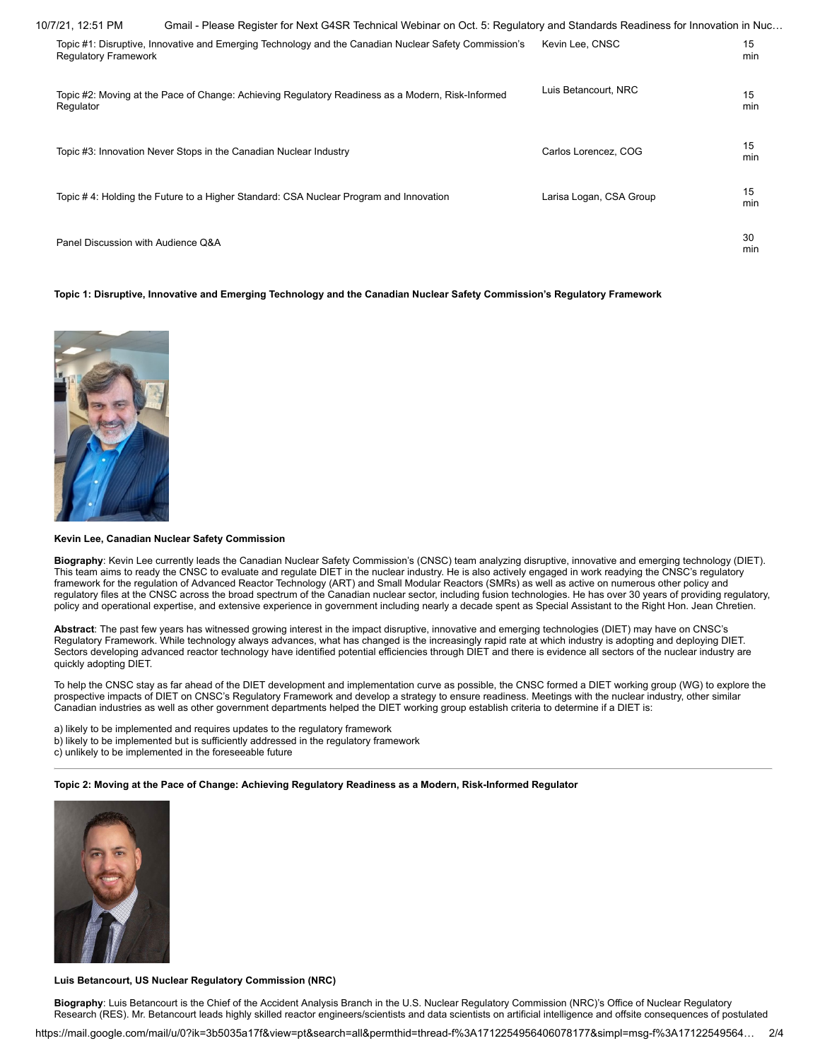| Topic | Speaker | Duration |
|---|---|---|
| Topic #1: Disruptive, Innovative and Emerging Technology and the Canadian Nuclear Safety Commission's Regulatory Framework | Kevin Lee, CNSC | 15 min |
| Topic #2: Moving at the Pace of Change: Achieving Regulatory Readiness as a Modern, Risk-Informed Regulator | Luis Betancourt, NRC | 15 min |
| Topic #3: Innovation Never Stops in the Canadian Nuclear Industry | Carlos Lorencez, COG | 15 min |
| Topic # 4: Holding the Future to a Higher Standard: CSA Nuclear Program and Innovation | Larisa Logan, CSA Group | 15 min |
| Panel Discussion with Audience Q&A | | 30 min |

**Topic 1: Disruptive, Innovative and Emerging Technology and the Canadian Nuclear Safety Commission's Regulatory Framework**

**Kevin Lee, Canadian Nuclear Safety Commission**

**Biography**: Kevin Lee currently leads the Canadian Nuclear Safety Commission's (CNSC) team analyzing disruptive, innovative and emerging technology (DIET). This team aims to ready the CNSC to evaluate and regulate DIET in the nuclear industry. He is also actively engaged in work readying the CNSC's regulatory framework for the regulation of Advanced Reactor Technology (ART) and Small Modular Reactors (SMRs) as well as active on numerous other policy and regulatory files at the CNSC across the broad spectrum of the Canadian nuclear sector, including fusion technologies. He has over 30 years of providing regulatory, policy and operational expertise, and extensive experience in government including nearly a decade spent as Special Assistant to the Right Hon. Jean Chretien.

**Abstract**: The past few years has witnessed growing interest in the impact disruptive, innovative and emerging technologies (DIET) may have on CNSC's Regulatory Framework. While technology always advances, what has changed is the increasingly rapid rate at which industry is adopting and deploying DIET. Sectors developing advanced reactor technology have identified potential efficiencies through DIET and there is evidence all sectors of the nuclear industry are quickly adopting DIET.

To help the CNSC stay as far ahead of the DIET development and implementation curve as possible, the CNSC formed a DIET working group (WG) to explore the prospective impacts of DIET on CNSC's Regulatory Framework and develop a strategy to ensure readiness. Meetings with the nuclear industry, other similar Canadian industries as well as other government departments helped the DIET working group establish criteria to determine if a DIET is:

a) likely to be implemented and requires updates to the regulatory framework
b) likely to be implemented but is sufficiently addressed in the regulatory framework
c) unlikely to be implemented in the foreseeable future

---

**Topic 2: Moving at the Pace of Change: Achieving Regulatory Readiness as a Modern, Risk-Informed Regulator**

**Luis Betancourt, US Nuclear Regulatory Commission (NRC)**

**Biography**: Luis Betancourt is the Chief of the Accident Analysis Branch in the U.S. Nuclear Regulatory Commission (NRC)'s Office of Nuclear Regulatory Research (RES). Mr. Betancourt leads highly skilled reactor engineers/scientists and data scientists on artificial intelligence and offsite consequences of postulated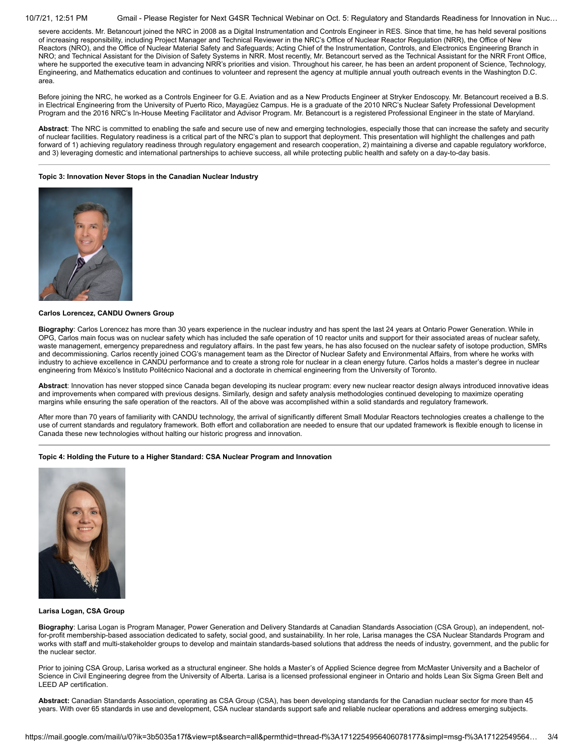severe accidents. Mr. Betancourt joined the NRC in 2008 as a Digital Instrumentation and Controls Engineer in RES. Since that time, he has held several positions of increasing responsibility, including Project Manager and Technical Reviewer in the NRC's Office of Nuclear Reactor Regulation (NRR), the Office of New Reactors (NRO), and the Office of Nuclear Material Safety and Safeguards; Acting Chief of the Instrumentation, Controls, and Electronics Engineering Branch in NRO; and Technical Assistant for the Division of Safety Systems in NRR. Most recently, Mr. Betancourt served as the Technical Assistant for the NRR Front Office, where he supported the executive team in advancing NRR's priorities and vision. Throughout his career, he has been an ardent proponent of Science, Technology, Engineering, and Mathematics education and continues to volunteer and represent the agency at multiple annual youth outreach events in the Washington D.C. area.

Before joining the NRC, he worked as a Controls Engineer for G.E. Aviation and as a New Products Engineer at Stryker Endoscopy. Mr. Betancourt received a B.S. in Electrical Engineering from the University of Puerto Rico, Mayagüez Campus. He is a graduate of the 2010 NRC's Nuclear Safety Professional Development Program and the 2016 NRC's In-House Meeting Facilitator and Advisor Program. Mr. Betancourt is a registered Professional Engineer in the state of Maryland.

**Abstract**: The NRC is committed to enabling the safe and secure use of new and emerging technologies, especially those that can increase the safety and security of nuclear facilities. Regulatory readiness is a critical part of the NRC's plan to support that deployment. This presentation will highlight the challenges and path forward of 1) achieving regulatory readiness through regulatory engagement and research cooperation, 2) maintaining a diverse and capable regulatory workforce, and 3) leveraging domestic and international partnerships to achieve success, all while protecting public health and safety on a day-to-day basis.

---

**Topic 3: Innovation Never Stops in the Canadian Nuclear Industry**

**Carlos Lorencez, CANDU Owners Group**

**Biography**: Carlos Lorencez has more than 30 years experience in the nuclear industry and has spent the last 24 years at Ontario Power Generation. While in OPG, Carlos main focus was on nuclear safety which has included the safe operation of 10 reactor units and support for their associated areas of nuclear safety, waste management, emergency preparedness and regulatory affairs. In the past few years, he has also focused on the nuclear safety of isotope production, SMRs and decommissioning. Carlos recently joined COG's management team as the Director of Nuclear Safety and Environmental Affairs, from where he works with industry to achieve excellence in CANDU performance and to create a strong role for nuclear in a clean energy future. Carlos holds a master's degree in nuclear engineering from México's Instituto Politécnico Nacional and a doctorate in chemical engineering from the University of Toronto.

**Abstract**: Innovation has never stopped since Canada began developing its nuclear program: every new nuclear reactor design always introduced innovative ideas and improvements when compared with previous designs. Similarly, design and safety analysis methodologies continued developing to maximize operating margins while ensuring the safe operation of the reactors. All of the above was accomplished within a solid standards and regulatory framework.

After more than 70 years of familiarity with CANDU technology, the arrival of significantly different Small Modular Reactors technologies creates a challenge to the use of current standards and regulatory framework. Both effort and collaboration are needed to ensure that our updated framework is flexible enough to license in Canada these new technologies without halting our historic progress and innovation.

---

**Topic 4: Holding the Future to a Higher Standard: CSA Nuclear Program and Innovation**

**Larisa Logan, CSA Group**

**Biography**: Larisa Logan is Program Manager, Power Generation and Delivery Standards at Canadian Standards Association (CSA Group), an independent, not-for-profit membership-based association dedicated to safety, social good, and sustainability. In her role, Larisa manages the CSA Nuclear Standards Program and works with staff and multi-stakeholder groups to develop and maintain standards-based solutions that address the needs of industry, government, and the public for the nuclear sector.

Prior to joining CSA Group, Larisa worked as a structural engineer. She holds a Master's of Applied Science degree from McMaster University and a Bachelor of Science in Civil Engineering degree from the University of Alberta. Larisa is a licensed professional engineer in Ontario and holds Lean Six Sigma Green Belt and LEED AP certification.

**Abstract:** Canadian Standards Association, operating as CSA Group (CSA), has been developing standards for the Canadian nuclear sector for more than 45 years. With over 65 standards in use and development, CSA nuclear standards support safe and reliable nuclear operations and address emerging subjects.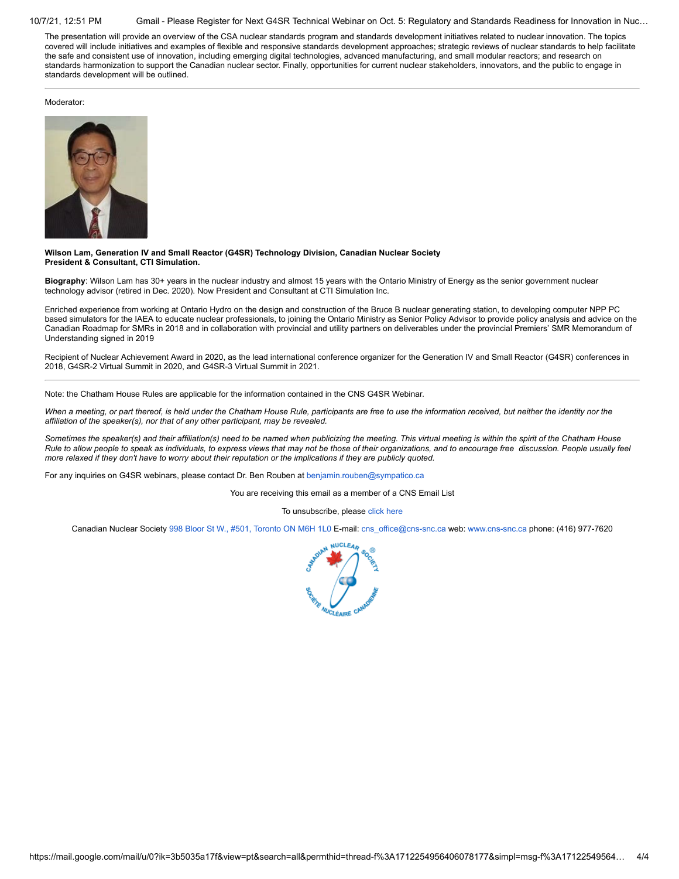The presentation will provide an overview of the CSA nuclear standards program and standards development initiatives related to nuclear innovation. The topics covered will include initiatives and examples of flexible and responsive standards development approaches; strategic reviews of nuclear standards to help facilitate the safe and consistent use of innovation, including emerging digital technologies, advanced manufacturing, and small modular reactors; and research on standards harmonization to support the Canadian nuclear sector. Finally, opportunities for current nuclear stakeholders, innovators, and the public to engage in standards development will be outlined.

---

Moderator:

**Wilson Lam, Generation IV and Small Reactor (G4SR) Technology Division, Canadian Nuclear Society**
**President & Consultant, CTI Simulation.**

**Biography**: Wilson Lam has 30+ years in the nuclear industry and almost 15 years with the Ontario Ministry of Energy as the senior government nuclear technology advisor (retired in Dec. 2020). Now President and Consultant at CTI Simulation Inc.

Enriched experience from working at Ontario Hydro on the design and construction of the Bruce B nuclear generating station, to developing computer NPP PC based simulators for the IAEA to educate nuclear professionals, to joining the Ontario Ministry as Senior Policy Advisor to provide policy analysis and advice on the Canadian Roadmap for SMRs in 2018 and in collaboration with provincial and utility partners on deliverables under the provincial Premiers' SMR Memorandum of Understanding signed in 2019

Recipient of Nuclear Achievement Award in 2020, as the lead international conference organizer for the Generation IV and Small Reactor (G4SR) conferences in 2018, G4SR-2 Virtual Summit in 2020, and G4SR-3 Virtual Summit in 2021.

---

Note: the Chatham House Rules are applicable for the information contained in the CNS G4SR Webinar.

*When a meeting, or part thereof, is held under the Chatham House Rule, participants are free to use the information received, but neither the identity nor the affiliation of the speaker(s), nor that of any other participant, may be revealed.*

*Sometimes the speaker(s) and their affiliation(s) need to be named when publicizing the meeting. This virtual meeting is within the spirit of the Chatham House Rule to allow people to speak as individuals, to express views that may not be those of their organizations, and to encourage free discussion. People usually feel more relaxed if they don't have to worry about their reputation or the implications if they are publicly quoted.*

For any inquiries on G4SR webinars, please contact Dr. Ben Rouben at benjamin.rouben@sympatico.ca

You are receiving this email as a member of a CNS Email List

To unsubscribe, please click here

Canadian Nuclear Society 998 Bloor St W., #501, Toronto ON M6H 1L0 E-mail: cns_office@cns-snc.ca web: www.cns-snc.ca phone: (416) 977-7620